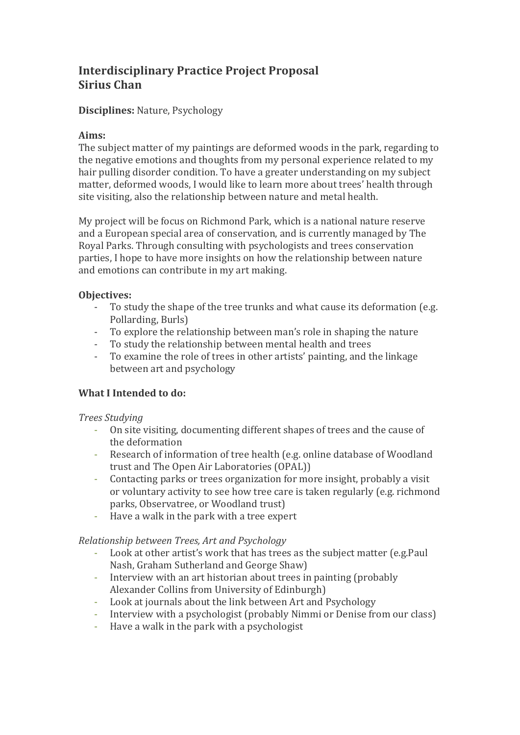# Interdisciplinary Practice Project Proposal
# Sirius Chan

**Disciplines:** Nature, Psychology

**Aims:**

The subject matter of my paintings are deformed woods in the park, regarding to the negative emotions and thoughts from my personal experience related to my hair pulling disorder condition. To have a greater understanding on my subject matter, deformed woods, I would like to learn more about trees' health through site visiting, also the relationship between nature and metal health.

My project will be focus on Richmond Park, which is a national nature reserve and a European special area of conservation, and is currently managed by The Royal Parks. Through consulting with psychologists and trees conservation parties, I hope to have more insights on how the relationship between nature and emotions can contribute in my art making.

**Objectives:**

- To study the shape of the tree trunks and what cause its deformation (e.g. Pollarding, Burls)
- To explore the relationship between man's role in shaping the nature
- To study the relationship between mental health and trees
- To examine the role of trees in other artists' painting, and the linkage between art and psychology

**What I Intended to do:**

*Trees Studying*

- On site visiting, documenting different shapes of trees and the cause of the deformation
- Research of information of tree health (e.g. online database of Woodland trust and The Open Air Laboratories (OPAL))
- Contacting parks or trees organization for more insight, probably a visit or voluntary activity to see how tree care is taken regularly (e.g. richmond parks, Observatree, or Woodland trust)
- Have a walk in the park with a tree expert

*Relationship between Trees, Art and Psychology*

- Look at other artist's work that has trees as the subject matter (e.g.Paul Nash, Graham Sutherland and George Shaw)
- Interview with an art historian about trees in painting (probably Alexander Collins from University of Edinburgh)
- Look at journals about the link between Art and Psychology
- Interview with a psychologist (probably Nimmi or Denise from our class)
- Have a walk in the park with a psychologist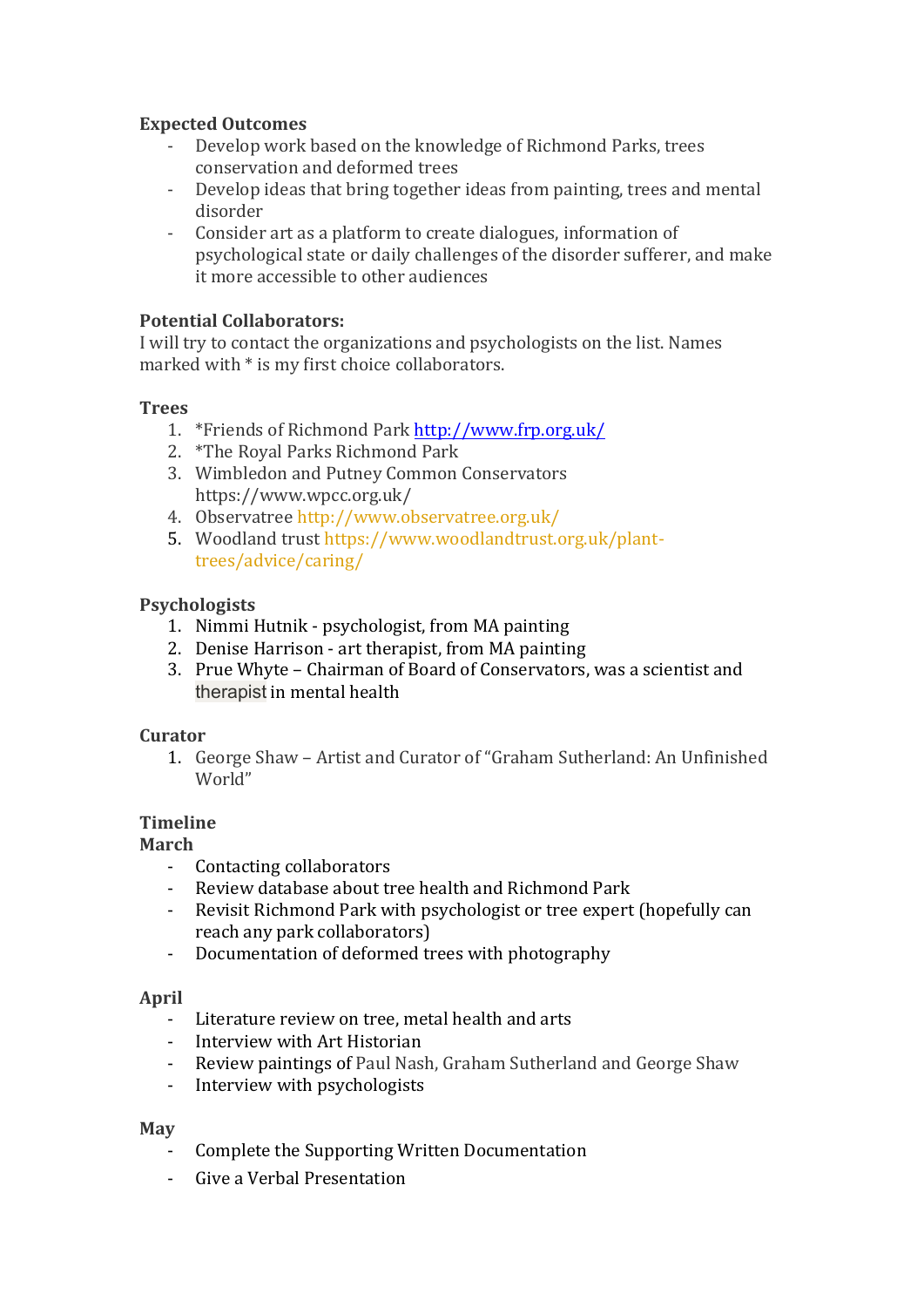**Expected Outcomes**

- Develop work based on the knowledge of Richmond Parks, trees conservation and deformed trees
- Develop ideas that bring together ideas from painting, trees and mental disorder
- Consider art as a platform to create dialogues, information of psychological state or daily challenges of the disorder sufferer, and make it more accessible to other audiences

**Potential Collaborators:**

I will try to contact the organizations and psychologists on the list. Names marked with * is my first choice collaborators.

**Trees**

1. *Friends of Richmond Park http://www.frp.org.uk/
2. *The Royal Parks Richmond Park
3. Wimbledon and Putney Common Conservators https://www.wpcc.org.uk/
4. Observatree http://www.observatree.org.uk/
5. Woodland trust https://www.woodlandtrust.org.uk/plant-trees/advice/caring/

**Psychologists**

1. Nimmi Hutnik - psychologist, from MA painting
2. Denise Harrison - art therapist, from MA painting
3. Prue Whyte – Chairman of Board of Conservators, was a scientist and therapist in mental health

**Curator**

1. George Shaw – Artist and Curator of "Graham Sutherland: An Unfinished World"

**Timeline**

**March**

- Contacting collaborators
- Review database about tree health and Richmond Park
- Revisit Richmond Park with psychologist or tree expert (hopefully can reach any park collaborators)
- Documentation of deformed trees with photography

**April**

- Literature review on tree, metal health and arts
- Interview with Art Historian
- Review paintings of Paul Nash, Graham Sutherland and George Shaw
- Interview with psychologists

**May**

- Complete the Supporting Written Documentation
- Give a Verbal Presentation